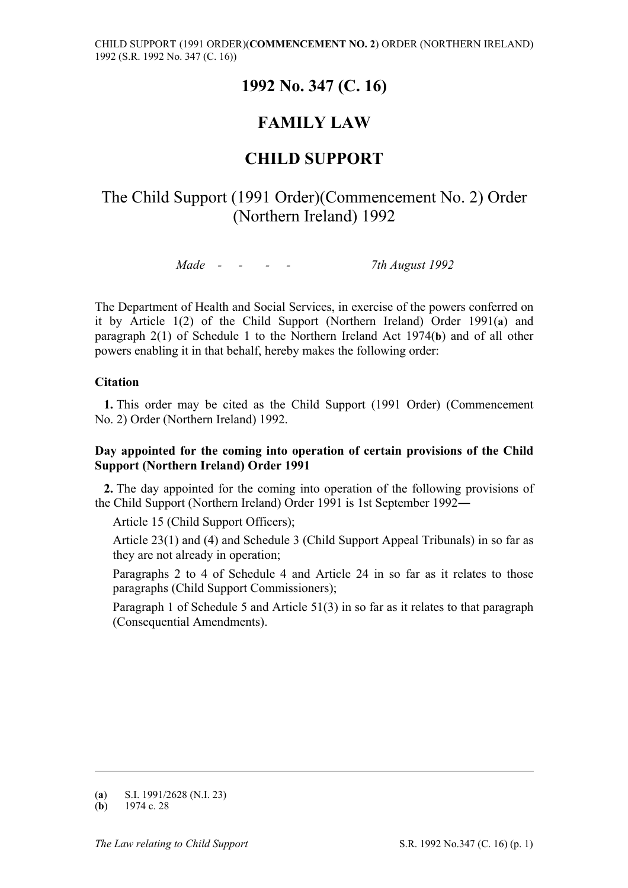# 1992 No. 347 (C. 16)

# FAMILY LAW

# CHILD SUPPORT

## The Child Support (1991 Order)(Commencement No. 2) Order (Northern Ireland) 1992

*Made* - - - - *7th August 1992*

The Department of Health and Social Services, in exercise of the powers conferred on it by Article 1(2) of the Child Support (Northern Ireland) Order 1991(**a**) and paragraph 2(1) of Schedule 1 to the Northern Ireland Act 1974(**b**) and of all other powers enabling it in that behalf, hereby makes the following order:

### Citation

**1.** This order may be cited as the Child Support (1991 Order) (Commencement No. 2) Order (Northern Ireland) 1992.

### Day appointed for the coming into operation of certain provisions of the Child Support (Northern Ireland) Order 1991

**2.** The day appointed for the coming into operation of the following provisions of the Child Support (Northern Ireland) Order 1991 is 1st September 1992―

Article 15 (Child Support Officers);

Article 23(1) and (4) and Schedule 3 (Child Support Appeal Tribunals) in so far as they are not already in operation;

Paragraphs 2 to 4 of Schedule 4 and Article 24 in so far as it relates to those paragraphs (Child Support Commissioners);

Paragraph 1 of Schedule 5 and Article 51(3) in so far as it relates to that paragraph (Consequential Amendments).

---

(**a**) S.I. 1991/2628 (N.I. 23)

(**b**) 1974 c. 28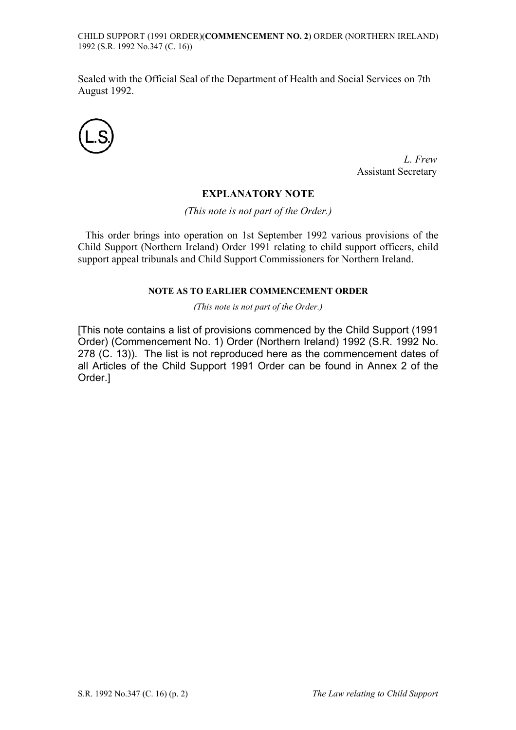Sealed with the Official Seal of the Department of Health and Social Services on 7th August 1992.

(L.S.)

*L. Frew*
Assistant Secretary

## EXPLANATORY NOTE

*(This note is not part of the Order.)*

This order brings into operation on 1st September 1992 various provisions of the Child Support (Northern Ireland) Order 1991 relating to child support officers, child support appeal tribunals and Child Support Commissioners for Northern Ireland.

### NOTE AS TO EARLIER COMMENCEMENT ORDER

*(This note is not part of the Order.)*

[This note contains a list of provisions commenced by the Child Support (1991 Order) (Commencement No. 1) Order (Northern Ireland) 1992 (S.R. 1992 No. 278 (C. 13)). The list is not reproduced here as the commencement dates of all Articles of the Child Support 1991 Order can be found in Annex 2 of the Order.]